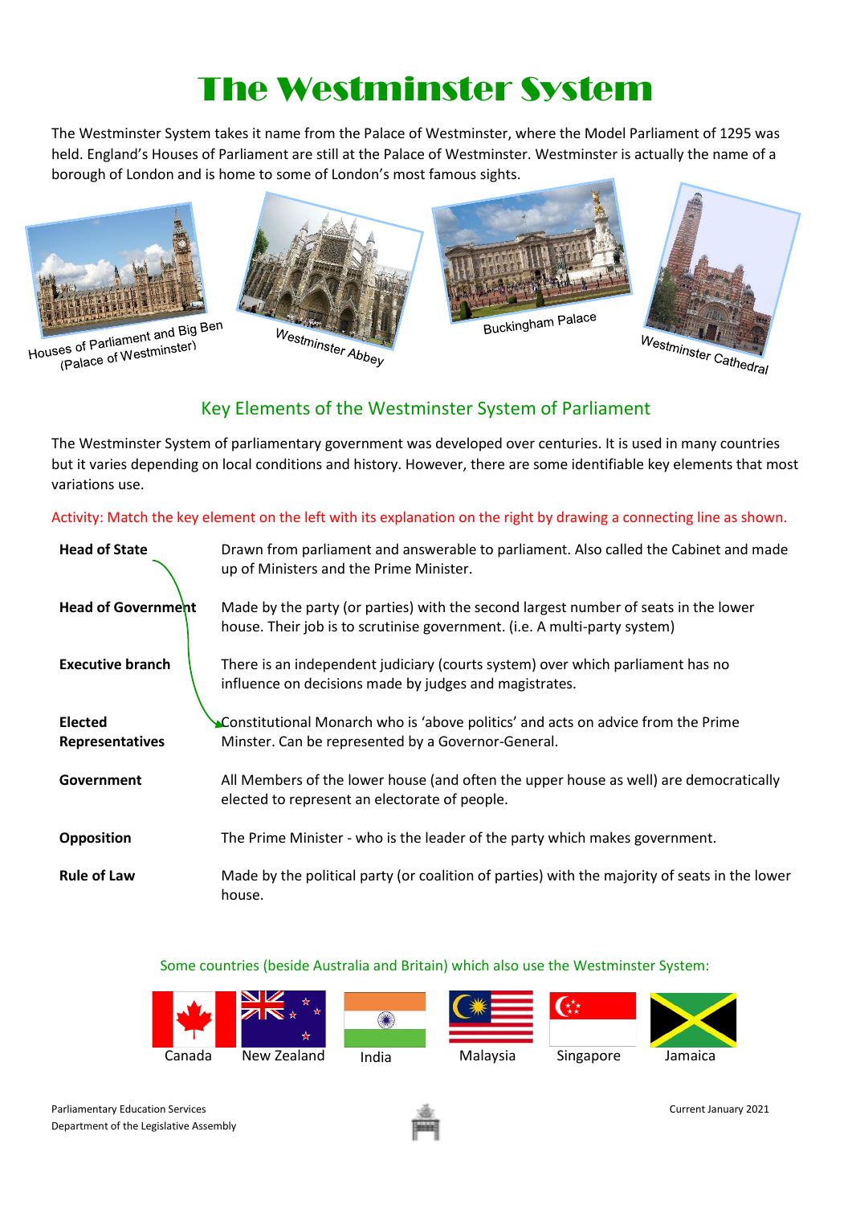# The Westminster System

The Westminster System takes it name from the Palace of Westminster, where the Model Parliament of 1295 was held. England's Houses of Parliament are still at the Palace of Westminster. Westminster is actually the name of a borough of London and is home to some of London's most famous sights.

Houses of Parliament and Big Ben (Palace of Westminster)

Westminster Abbey

Buckingham Palace

Westminster Cathedral

## Key Elements of the Westminster System of Parliament

The Westminster System of parliamentary government was developed over centuries. It is used in many countries but it varies depending on local conditions and history. However, there are some identifiable key elements that most variations use.

Activity: Match the key element on the left with its explanation on the right by drawing a connecting line as shown.

| Key element | Explanation |
|---|---|
| **Head of State** | Drawn from parliament and answerable to parliament. Also called the Cabinet and made up of Ministers and the Prime Minister. |
| **Head of Government** | Made by the party (or parties) with the second largest number of seats in the lower house. Their job is to scrutinise government. (i.e. A multi-party system) |
| **Executive branch** | There is an independent judiciary (courts system) over which parliament has no influence on decisions made by judges and magistrates. |
| **Elected Representatives** | Constitutional Monarch who is 'above politics' and acts on advice from the Prime Minster. Can be represented by a Governor-General. |
| **Government** | All Members of the lower house (and often the upper house as well) are democratically elected to represent an electorate of people. |
| **Opposition** | The Prime Minister - who is the leader of the party which makes government. |
| **Rule of Law** | Made by the political party (or coalition of parties) with the majority of seats in the lower house. |

Some countries (beside Australia and Britain) which also use the Westminster System:

Canada, New Zealand, India, Malaysia, Singapore, Jamaica

Parliamentary Education Services
Department of the Legislative Assembly

Current January 2021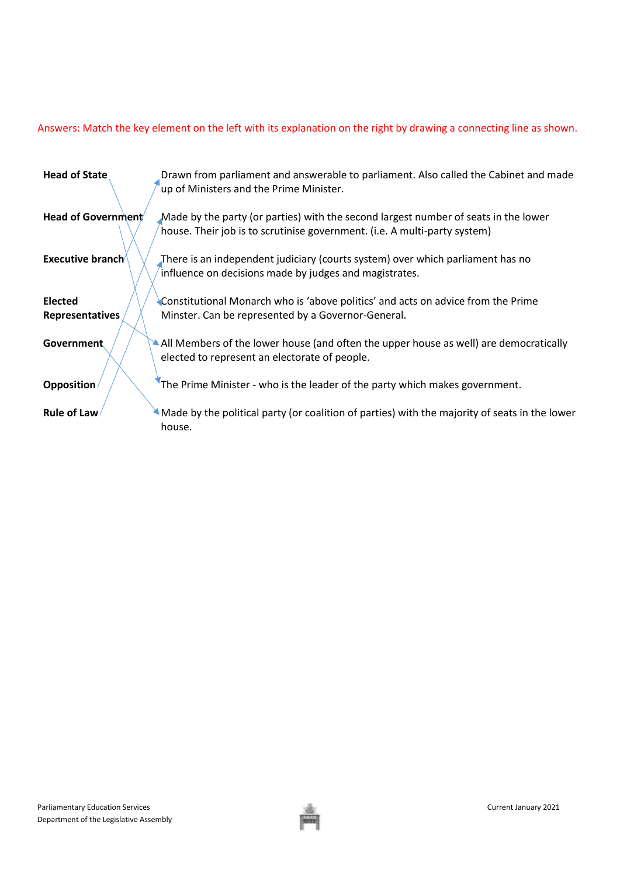Answers: Match the key element on the left with its explanation on the right by drawing a connecting line as shown.

| | |
|---|---|
| **Head of State** | Drawn from parliament and answerable to parliament. Also called the Cabinet and made up of Ministers and the Prime Minister. |
| **Head of Government** | Made by the party (or parties) with the second largest number of seats in the lower house. Their job is to scrutinise government. (i.e. A multi-party system) |
| **Executive branch** | There is an independent judiciary (courts system) over which parliament has no influence on decisions made by judges and magistrates. |
| **Elected Representatives** | Constitutional Monarch who is 'above politics' and acts on advice from the Prime Minster. Can be represented by a Governor-General. |
| **Government** | All Members of the lower house (and often the upper house as well) are democratically elected to represent an electorate of people. |
| **Opposition** | The Prime Minister - who is the leader of the party which makes government. |
| **Rule of Law** | Made by the political party (or coalition of parties) with the majority of seats in the lower house. |